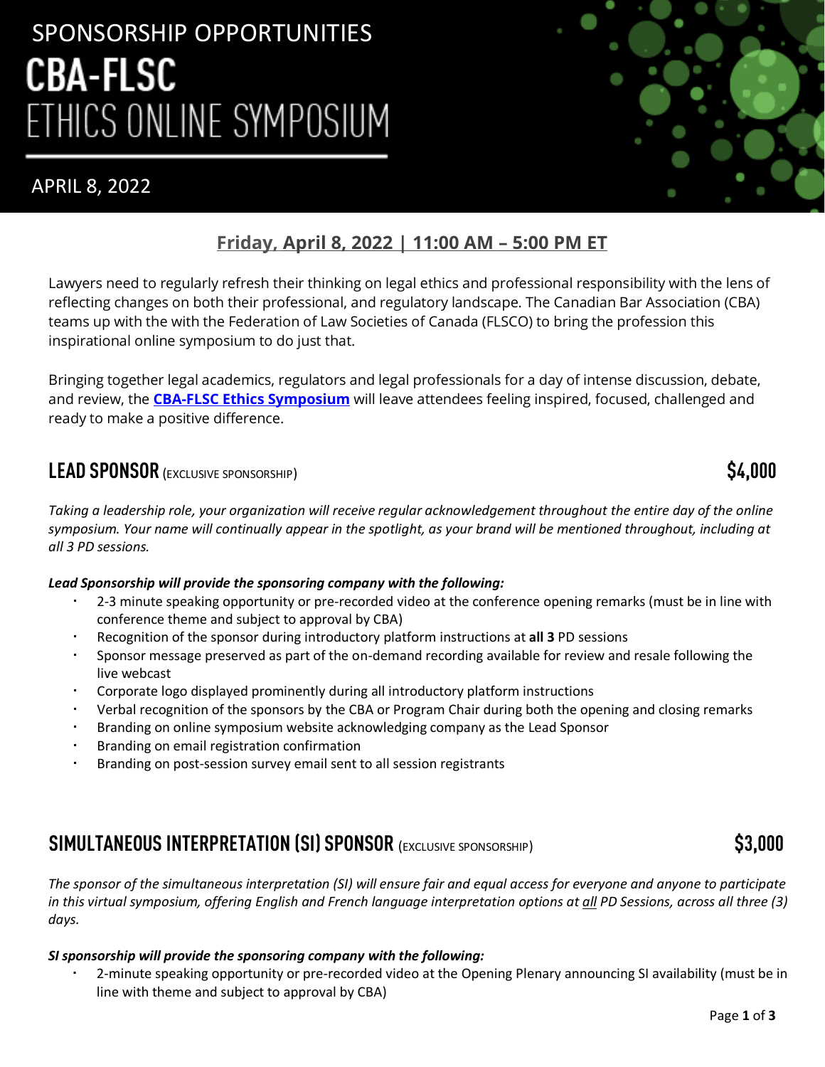SPONSORSHIP OPPORTUNITIES

# CBA-FLSC ETHICS ONLINE SYMPOSIUM

APRIL 8, 2022

## Friday, April 8, 2022 | 11:00 AM – 5:00 PM ET

Lawyers need to regularly refresh their thinking on legal ethics and professional responsibility with the lens of reflecting changes on both their professional, and regulatory landscape. The Canadian Bar Association (CBA) teams up with the with the Federation of Law Societies of Canada (FLSCO) to bring the profession this inspirational online symposium to do just that.

Bringing together legal academics, regulators and legal professionals for a day of intense discussion, debate, and review, the **CBA-FLSC Ethics Symposium** will leave attendees feeling inspired, focused, challenged and ready to make a positive difference.

## LEAD SPONSOR (EXCLUSIVE SPONSORSHIP) $4,000

*Taking a leadership role, your organization will receive regular acknowledgement throughout the entire day of the online symposium. Your name will continually appear in the spotlight, as your brand will be mentioned throughout, including at all 3 PD sessions.*

***Lead Sponsorship will provide the sponsoring company with the following:***

- 2-3 minute speaking opportunity or pre-recorded video at the conference opening remarks (must be in line with conference theme and subject to approval by CBA)
- Recognition of the sponsor during introductory platform instructions at **all 3** PD sessions
- Sponsor message preserved as part of the on-demand recording available for review and resale following the live webcast
- Corporate logo displayed prominently during all introductory platform instructions
- Verbal recognition of the sponsors by the CBA or Program Chair during both the opening and closing remarks
- Branding on online symposium website acknowledging company as the Lead Sponsor
- Branding on email registration confirmation
- Branding on post-session survey email sent to all session registrants

## SIMULTANEOUS INTERPRETATION (SI) SPONSOR (EXCLUSIVE SPONSORSHIP) $3,000

*The sponsor of the simultaneous interpretation (SI) will ensure fair and equal access for everyone and anyone to participate in this virtual symposium, offering English and French language interpretation options at all PD Sessions, across all three (3) days.*

***SI sponsorship will provide the sponsoring company with the following:***

- 2-minute speaking opportunity or pre-recorded video at the Opening Plenary announcing SI availability (must be in line with theme and subject to approval by CBA)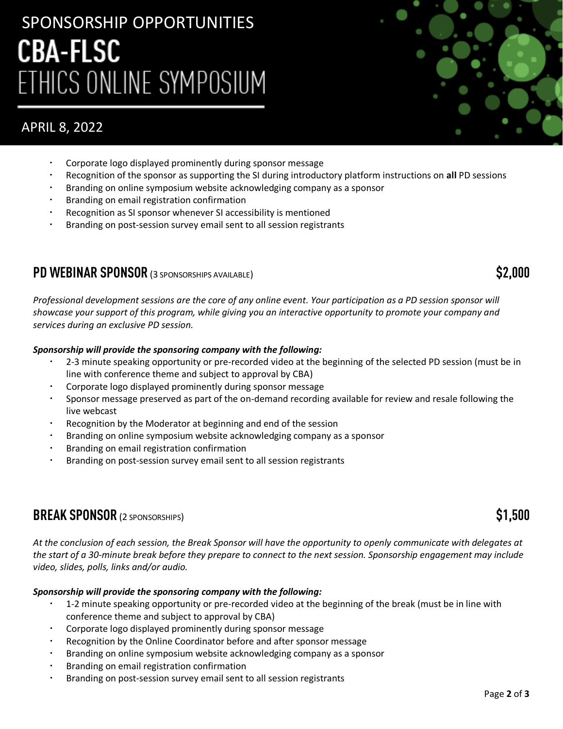- Corporate logo displayed prominently during sponsor message
- Recognition of the sponsor as supporting the SI during introductory platform instructions on **all** PD sessions
- Branding on online symposium website acknowledging company as a sponsor
- Branding on email registration confirmation
- Recognition as SI sponsor whenever SI accessibility is mentioned
- Branding on post-session survey email sent to all session registrants

## PD WEBINAR SPONSOR (3 SPONSORSHIPS AVAILABLE) $2,000

*Professional development sessions are the core of any online event. Your participation as a PD session sponsor will showcase your support of this program, while giving you an interactive opportunity to promote your company and services during an exclusive PD session.*

***Sponsorship will provide the sponsoring company with the following:***

- 2-3 minute speaking opportunity or pre-recorded video at the beginning of the selected PD session (must be in line with conference theme and subject to approval by CBA)
- Corporate logo displayed prominently during sponsor message
- Sponsor message preserved as part of the on-demand recording available for review and resale following the live webcast
- Recognition by the Moderator at beginning and end of the session
- Branding on online symposium website acknowledging company as a sponsor
- Branding on email registration confirmation
- Branding on post-session survey email sent to all session registrants

## BREAK SPONSOR (2 SPONSORSHIPS) $1,500

*At the conclusion of each session, the Break Sponsor will have the opportunity to openly communicate with delegates at the start of a 30-minute break before they prepare to connect to the next session. Sponsorship engagement may include video, slides, polls, links and/or audio.*

***Sponsorship will provide the sponsoring company with the following:***

- 1-2 minute speaking opportunity or pre-recorded video at the beginning of the break (must be in line with conference theme and subject to approval by CBA)
- Corporate logo displayed prominently during sponsor message
- Recognition by the Online Coordinator before and after sponsor message
- Branding on online symposium website acknowledging company as a sponsor
- Branding on email registration confirmation
- Branding on post-session survey email sent to all session registrants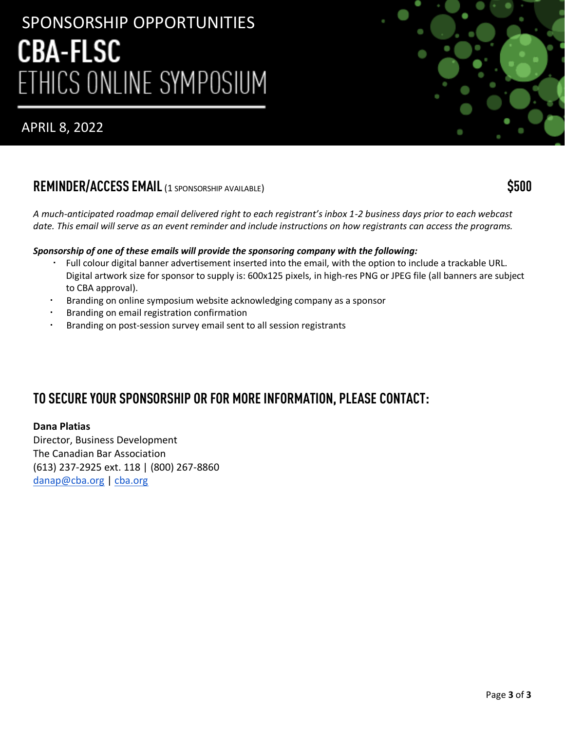SPONSORSHIP OPPORTUNITIES

# CBA-FLSC ETHICS ONLINE SYMPOSIUM

APRIL 8, 2022

## REMINDER/ACCESS EMAIL (1 SPONSORSHIP AVAILABLE) $500

*A much-anticipated roadmap email delivered right to each registrant's inbox 1-2 business days prior to each webcast date. This email will serve as an event reminder and include instructions on how registrants can access the programs.*

***Sponsorship of one of these emails will provide the sponsoring company with the following:***

- Full colour digital banner advertisement inserted into the email, with the option to include a trackable URL. Digital artwork size for sponsor to supply is: 600x125 pixels, in high-res PNG or JPEG file (all banners are subject to CBA approval).
- Branding on online symposium website acknowledging company as a sponsor
- Branding on email registration confirmation
- Branding on post-session survey email sent to all session registrants

## TO SECURE YOUR SPONSORSHIP OR FOR MORE INFORMATION, PLEASE CONTACT:

**Dana Platias**
Director, Business Development
The Canadian Bar Association
(613) 237-2925 ext. 118 | (800) 267-8860
danap@cba.org | cba.org